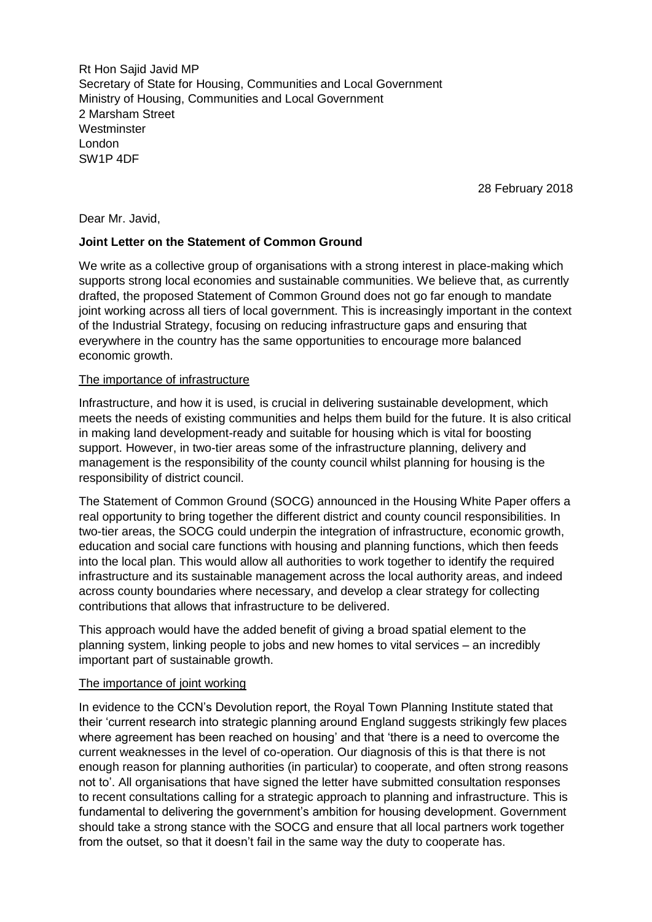Rt Hon Sajid Javid MP
Secretary of State for Housing, Communities and Local Government
Ministry of Housing, Communities and Local Government
2 Marsham Street
Westminster
London
SW1P 4DF

28 February 2018

Dear Mr. Javid,

**Joint Letter on the Statement of Common Ground**

We write as a collective group of organisations with a strong interest in place-making which supports strong local economies and sustainable communities. We believe that, as currently drafted, the proposed Statement of Common Ground does not go far enough to mandate joint working across all tiers of local government. This is increasingly important in the context of the Industrial Strategy, focusing on reducing infrastructure gaps and ensuring that everywhere in the country has the same opportunities to encourage more balanced economic growth.

<u>The importance of infrastructure</u>

Infrastructure, and how it is used, is crucial in delivering sustainable development, which meets the needs of existing communities and helps them build for the future. It is also critical in making land development-ready and suitable for housing which is vital for boosting support. However, in two-tier areas some of the infrastructure planning, delivery and management is the responsibility of the county council whilst planning for housing is the responsibility of district council.

The Statement of Common Ground (SOCG) announced in the Housing White Paper offers a real opportunity to bring together the different district and county council responsibilities. In two-tier areas, the SOCG could underpin the integration of infrastructure, economic growth, education and social care functions with housing and planning functions, which then feeds into the local plan. This would allow all authorities to work together to identify the required infrastructure and its sustainable management across the local authority areas, and indeed across county boundaries where necessary, and develop a clear strategy for collecting contributions that allows that infrastructure to be delivered.

This approach would have the added benefit of giving a broad spatial element to the planning system, linking people to jobs and new homes to vital services – an incredibly important part of sustainable growth.

<u>The importance of joint working</u>

In evidence to the CCN's Devolution report, the Royal Town Planning Institute stated that their 'current research into strategic planning around England suggests strikingly few places where agreement has been reached on housing' and that 'there is a need to overcome the current weaknesses in the level of co-operation. Our diagnosis of this is that there is not enough reason for planning authorities (in particular) to cooperate, and often strong reasons not to'. All organisations that have signed the letter have submitted consultation responses to recent consultations calling for a strategic approach to planning and infrastructure. This is fundamental to delivering the government's ambition for housing development. Government should take a strong stance with the SOCG and ensure that all local partners work together from the outset, so that it doesn't fail in the same way the duty to cooperate has.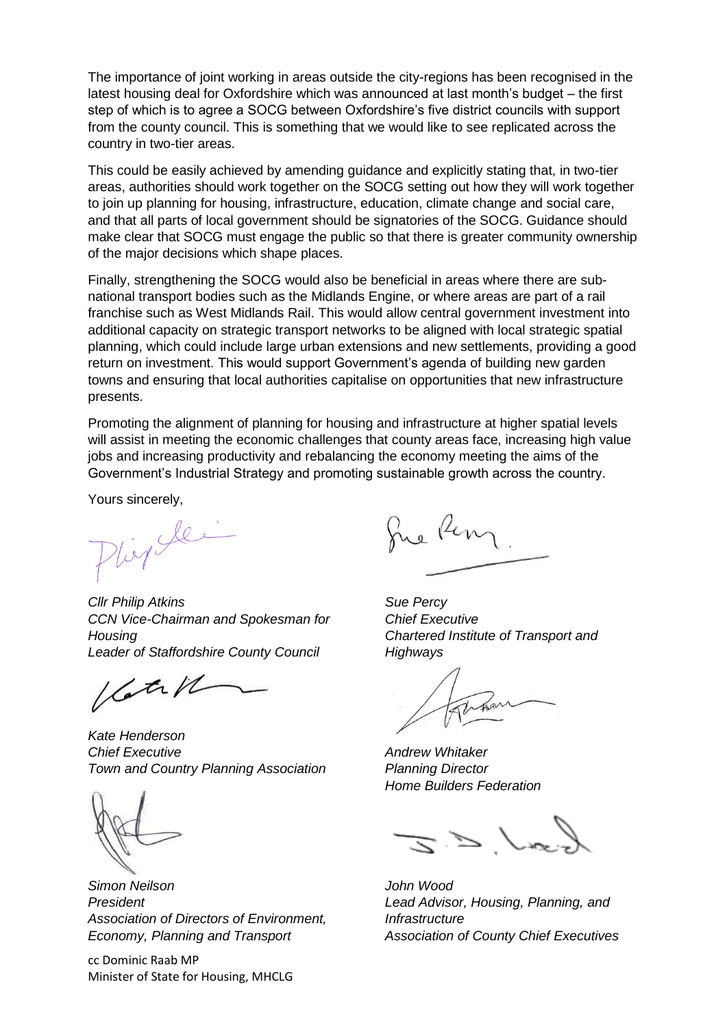The importance of joint working in areas outside the city-regions has been recognised in the latest housing deal for Oxfordshire which was announced at last month's budget – the first step of which is to agree a SOCG between Oxfordshire's five district councils with support from the county council. This is something that we would like to see replicated across the country in two-tier areas.

This could be easily achieved by amending guidance and explicitly stating that, in two-tier areas, authorities should work together on the SOCG setting out how they will work together to join up planning for housing, infrastructure, education, climate change and social care, and that all parts of local government should be signatories of the SOCG. Guidance should make clear that SOCG must engage the public so that there is greater community ownership of the major decisions which shape places.

Finally, strengthening the SOCG would also be beneficial in areas where there are sub-national transport bodies such as the Midlands Engine, or where areas are part of a rail franchise such as West Midlands Rail. This would allow central government investment into additional capacity on strategic transport networks to be aligned with local strategic spatial planning, which could include large urban extensions and new settlements, providing a good return on investment. This would support Government's agenda of building new garden towns and ensuring that local authorities capitalise on opportunities that new infrastructure presents.

Promoting the alignment of planning for housing and infrastructure at higher spatial levels will assist in meeting the economic challenges that county areas face, increasing high value jobs and increasing productivity and rebalancing the economy meeting the aims of the Government's Industrial Strategy and promoting sustainable growth across the country.

Yours sincerely,

*Cllr Philip Atkins*
*CCN Vice-Chairman and Spokesman for Housing*
*Leader of Staffordshire County Council*

*Sue Percy*
*Chief Executive*
*Chartered Institute of Transport and Highways*

*Kate Henderson*
*Chief Executive*
*Town and Country Planning Association*

*Andrew Whitaker*
*Planning Director*
*Home Builders Federation*

*Simon Neilson*
*President*
*Association of Directors of Environment, Economy, Planning and Transport*

*John Wood*
*Lead Advisor, Housing, Planning, and Infrastructure*
*Association of County Chief Executives*

cc Dominic Raab MP
Minister of State for Housing, MHCLG